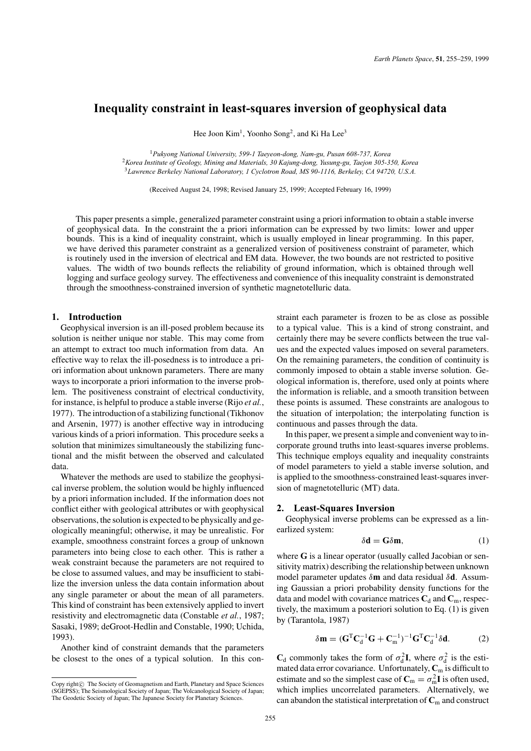# Inequality constraint in least-squares inversion of geophysical data

Hee Joon Kim[1], Yoonho Song[2], and Ki Ha Lee[3]

[1] *Pukyong National University, 599-1 Taeyeon-dong, Nam-gu, Pusan 608-737, Korea*
[2] *Korea Institute of Geology, Mining and Materials, 30 Kajung-dong, Yusung-gu, Taejon 305-350, Korea*
[3] *Lawrence Berkeley National Laboratory, 1 Cyclotron Road, MS 90-1116, Berkeley, CA 94720, U.S.A.*

(Received August 24, 1998; Revised January 25, 1999; Accepted February 16, 1999)

This paper presents a simple, generalized parameter constraint using a priori information to obtain a stable inverse of geophysical data. In the constraint the a priori information can be expressed by two limits: lower and upper bounds. This is a kind of inequality constraint, which is usually employed in linear programming. In this paper, we have derived this parameter constraint as a generalized version of positiveness constraint of parameter, which is routinely used in the inversion of electrical and EM data. However, the two bounds are not restricted to positive values. The width of two bounds reflects the reliability of ground information, which is obtained through well logging and surface geology survey. The effectiveness and convenience of this inequality constraint is demonstrated through the smoothness-constrained inversion of synthetic magnetotelluric data.

## 1. Introduction

Geophysical inversion is an ill-posed problem because its solution is neither unique nor stable. This may come from an attempt to extract too much information from data. An effective way to relax the ill-posedness is to introduce a priori information about unknown parameters. There are many ways to incorporate a priori information to the inverse problem. The positiveness constraint of electrical conductivity, for instance, is helpful to produce a stable inverse (Rijo *et al.*, 1977). The introduction of a stabilizing functional (Tikhonov and Arsenin, 1977) is another effective way in introducing various kinds of a priori information. This procedure seeks a solution that minimizes simultaneously the stabilizing functional and the misfit between the observed and calculated data.

Whatever the methods are used to stabilize the geophysical inverse problem, the solution would be highly influenced by a priori information included. If the information does not conflict either with geological attributes or with geophysical observations, the solution is expected to be physically and geologically meaningful; otherwise, it may be unrealistic. For example, smoothness constraint forces a group of unknown parameters into being close to each other. This is rather a weak constraint because the parameters are not required to be close to assumed values, and may be insufficient to stabilize the inversion unless the data contain information about any single parameter or about the mean of all parameters. This kind of constraint has been extensively applied to invert resistivity and electromagnetic data (Constable *et al.*, 1987; Sasaki, 1989; deGroot-Hedlin and Constable, 1990; Uchida, 1993).

Another kind of constraint demands that the parameters be closest to the ones of a typical solution. In this constraint each parameter is frozen to be as close as possible to a typical value. This is a kind of strong constraint, and certainly there may be severe conflicts between the true values and the expected values imposed on several parameters. On the remaining parameters, the condition of continuity is commonly imposed to obtain a stable inverse solution. Geological information is, therefore, used only at points where the information is reliable, and a smooth transition between these points is assumed. These constraints are analogous to the situation of interpolation; the interpolating function is continuous and passes through the data.

In this paper, we present a simple and convenient way to incorporate ground truths into least-squares inverse problems. This technique employs equality and inequality constraints of model parameters to yield a stable inverse solution, and is applied to the smoothness-constrained least-squares inversion of magnetotelluric (MT) data.

## 2. Least-Squares Inversion

Geophysical inverse problems can be expressed as a linearized system:

$$\delta \mathbf{d} = \mathbf{G} \delta \mathbf{m}, \tag{1}$$

where $\mathbf{G}$ is a linear operator (usually called Jacobian or sensitivity matrix) describing the relationship between unknown model parameter updates $\delta \mathbf{m}$ and data residual $\delta \mathbf{d}$. Assuming Gaussian a priori probability density functions for the data and model with covariance matrices $\mathbf{C}_\mathrm{d}$ and $\mathbf{C}_\mathrm{m}$, respectively, the maximum a posteriori solution to Eq. (1) is given by (Tarantola, 1987)

$$\delta \mathbf{m} = (\mathbf{G}^\mathrm{T} \mathbf{C}_\mathrm{d}^{-1} \mathbf{G} + \mathbf{C}_\mathrm{m}^{-1})^{-1} \mathbf{G}^\mathrm{T} \mathbf{C}_\mathrm{d}^{-1} \delta \mathbf{d}. \tag{2}$$

$\mathbf{C}_\mathrm{d}$ commonly takes the form of $\sigma_\mathrm{d}^2 \mathbf{I}$, where $\sigma_\mathrm{d}^2$ is the estimated data error covariance. Unfortunately, $\mathbf{C}_\mathrm{m}$ is difficult to estimate and so the simplest case of $\mathbf{C}_\mathrm{m} = \sigma_\mathrm{m}^2 \mathbf{I}$ is often used, which implies uncorrelated parameters. Alternatively, we can abandon the statistical interpretation of $\mathbf{C}_\mathrm{m}$ and construct

Copy right© The Society of Geomagnetism and Earth, Planetary and Space Sciences (SGEPSS); The Seismological Society of Japan; The Volcanological Society of Japan; The Geodetic Society of Japan; The Japanese Society for Planetary Sciences.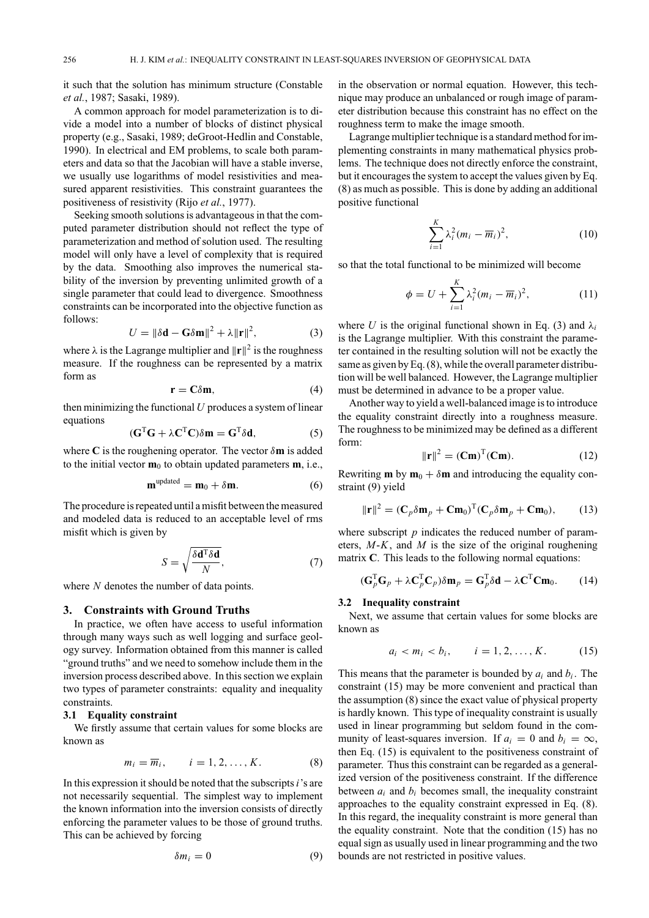it such that the solution has minimum structure (Constable *et al.*, 1987; Sasaki, 1989).

A common approach for model parameterization is to divide a model into a number of blocks of distinct physical property (e.g., Sasaki, 1989; deGroot-Hedlin and Constable, 1990). In electrical and EM problems, to scale both parameters and data so that the Jacobian will have a stable inverse, we usually use logarithms of model resistivities and measured apparent resistivities. This constraint guarantees the positiveness of resistivity (Rijo *et al.*, 1977).

Seeking smooth solutions is advantageous in that the computed parameter distribution should not reflect the type of parameterization and method of solution used. The resulting model will only have a level of complexity that is required by the data. Smoothing also improves the numerical stability of the inversion by preventing unlimited growth of a single parameter that could lead to divergence. Smoothness constraints can be incorporated into the objective function as follows:

$$U = \|\delta \mathbf{d} - \mathbf{G}\delta \mathbf{m}\|^2 + \lambda \|\mathbf{r}\|^2, \tag{3}$$

where $\lambda$ is the Lagrange multiplier and $\|\mathbf{r}\|^2$ is the roughness measure. If the roughness can be represented by a matrix form as

$$\mathbf{r} = \mathbf{C}\delta \mathbf{m}, \tag{4}$$

then minimizing the functional $U$ produces a system of linear equations

$$(\mathbf{G}^{\mathrm{T}}\mathbf{G} + \lambda \mathbf{C}^{\mathrm{T}}\mathbf{C})\delta \mathbf{m} = \mathbf{G}^{\mathrm{T}}\delta \mathbf{d}, \tag{5}$$

where $\mathbf{C}$ is the roughening operator. The vector $\delta\mathbf{m}$ is added to the initial vector $\mathbf{m}_0$ to obtain updated parameters $\mathbf{m}$, i.e.,

$$\mathbf{m}^{\mathrm{updated}} = \mathbf{m}_0 + \delta \mathbf{m}. \tag{6}$$

The procedure is repeated until a misfit between the measured and modeled data is reduced to an acceptable level of rms misfit which is given by

$$S = \sqrt{\frac{\delta \mathbf{d}^{\mathrm{T}}\delta \mathbf{d}}{N}}, \tag{7}$$

where $N$ denotes the number of data points.

## 3. Constraints with Ground Truths

In practice, we often have access to useful information through many ways such as well logging and surface geology survey. Information obtained from this manner is called "ground truths" and we need to somehow include them in the inversion process described above. In this section we explain two types of parameter constraints: equality and inequality constraints.

### 3.1 Equality constraint

We firstly assume that certain values for some blocks are known as

$$m_i = \overline{m}_i, \qquad i = 1, 2, \ldots, K. \tag{8}$$

In this expression it should be noted that the subscripts $i$'s are not necessarily sequential. The simplest way to implement the known information into the inversion consists of directly enforcing the parameter values to be those of ground truths. This can be achieved by forcing

$$\delta m_i = 0 \tag{9}$$

in the observation or normal equation. However, this technique may produce an unbalanced or rough image of parameter distribution because this constraint has no effect on the roughness term to make the image smooth.

Lagrange multiplier technique is a standard method for implementing constraints in many mathematical physics problems. The technique does not directly enforce the constraint, but it encourages the system to accept the values given by Eq. (8) as much as possible. This is done by adding an additional positive functional

$$\sum_{i=1}^{K} \lambda_i^2 (m_i - \overline{m}_i)^2, \tag{10}$$

so that the total functional to be minimized will become

$$\phi = U + \sum_{i=1}^{K} \lambda_i^2 (m_i - \overline{m}_i)^2, \tag{11}$$

where $U$ is the original functional shown in Eq. (3) and $\lambda_i$ is the Lagrange multiplier. With this constraint the parameter contained in the resulting solution will not be exactly the same as given by Eq. (8), while the overall parameter distribution will be well balanced. However, the Lagrange multiplier must be determined in advance to be a proper value.

Another way to yield a well-balanced image is to introduce the equality constraint directly into a roughness measure. The roughness to be minimized may be defined as a different form:

$$\|\mathbf{r}\|^2 = (\mathbf{C}\mathbf{m})^{\mathrm{T}}(\mathbf{C}\mathbf{m}). \tag{12}$$

Rewriting $\mathbf{m}$ by $\mathbf{m}_0 + \delta\mathbf{m}$ and introducing the equality constraint (9) yield

$$\|\mathbf{r}\|^2 = (\mathbf{C}_p\delta \mathbf{m}_p + \mathbf{C}\mathbf{m}_0)^{\mathrm{T}}(\mathbf{C}_p\delta \mathbf{m}_p + \mathbf{C}\mathbf{m}_0), \tag{13}$$

where subscript $p$ indicates the reduced number of parameters, $M$-$K$, and $M$ is the size of the original roughening matrix $\mathbf{C}$. This leads to the following normal equations:

$$(\mathbf{G}_p^{\mathrm{T}}\mathbf{G}_p + \lambda \mathbf{C}_p^{\mathrm{T}}\mathbf{C}_p)\delta \mathbf{m}_p = \mathbf{G}_p^{\mathrm{T}}\delta \mathbf{d} - \lambda \mathbf{C}^{\mathrm{T}}\mathbf{C}\mathbf{m}_0. \tag{14}$$

### 3.2 Inequality constraint

Next, we assume that certain values for some blocks are known as

$$a_i < m_i < b_i, \qquad i = 1, 2, \ldots, K. \tag{15}$$

This means that the parameter is bounded by $a_i$ and $b_i$. The constraint (15) may be more convenient and practical than the assumption (8) since the exact value of physical property is hardly known. This type of inequality constraint is usually used in linear programming but seldom found in the community of least-squares inversion. If $a_i = 0$ and $b_i = \infty$, then Eq. (15) is equivalent to the positiveness constraint of parameter. Thus this constraint can be regarded as a generalized version of the positiveness constraint. If the difference between $a_i$ and $b_i$ becomes small, the inequality constraint approaches to the equality constraint expressed in Eq. (8). In this regard, the inequality constraint is more general than the equality constraint. Note that the condition (15) has no equal sign as usually used in linear programming and the two bounds are not restricted in positive values.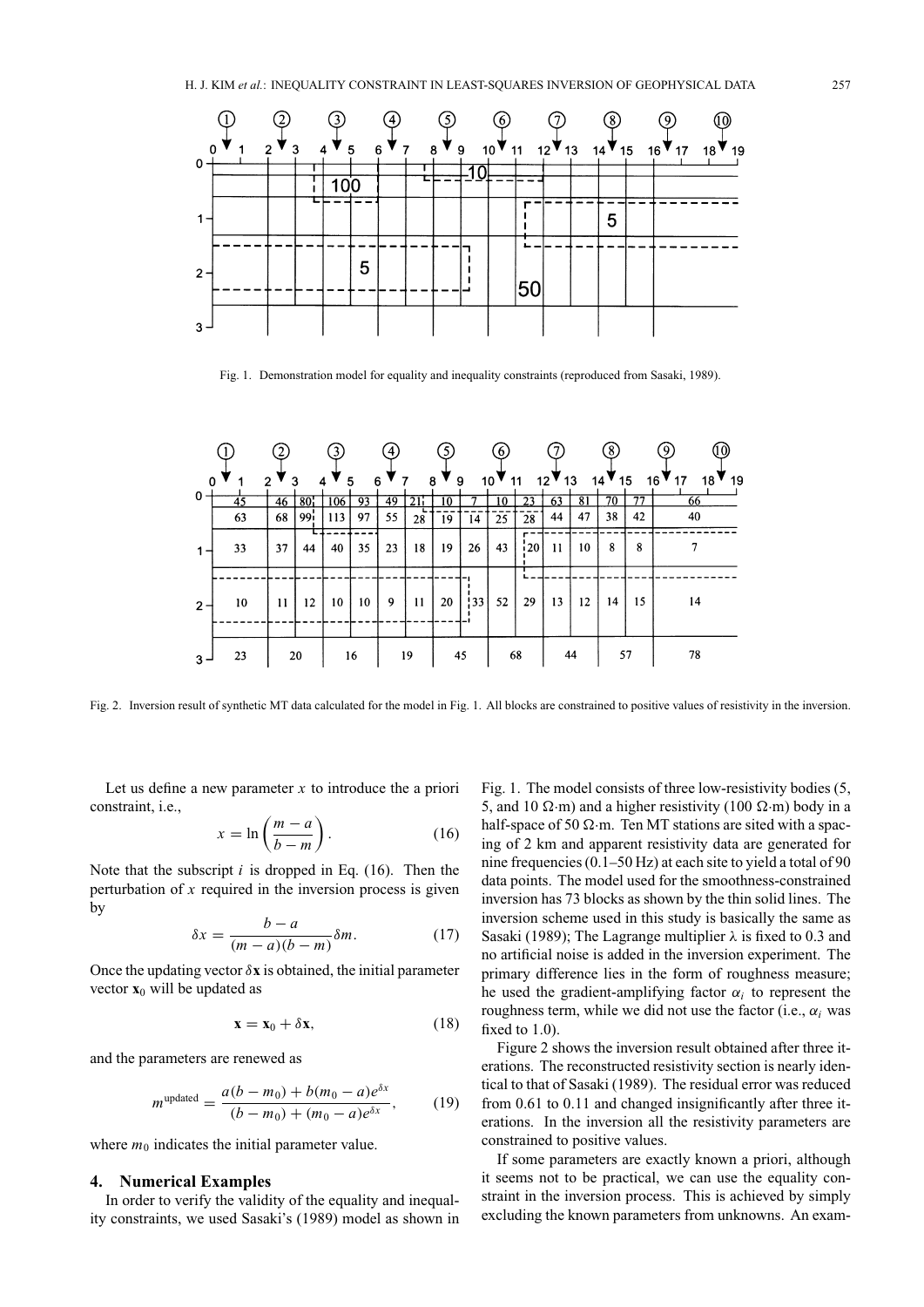Fig. 1. Demonstration model for equality and inequality constraints (reproduced from Sasaki, 1989).

Fig. 2. Inversion result of synthetic MT data calculated for the model in Fig. 1. All blocks are constrained to positive values of resistivity in the inversion.

Let us define a new parameter $x$ to introduce the a priori constraint, i.e.,

$$x = \ln\left(\frac{m-a}{b-m}\right). \tag{16}$$

Note that the subscript $i$ is dropped in Eq. (16). Then the perturbation of $x$ required in the inversion process is given by

$$\delta x = \frac{b-a}{(m-a)(b-m)}\delta m. \tag{17}$$

Once the updating vector $\delta\mathbf{x}$ is obtained, the initial parameter vector $\mathbf{x}_0$ will be updated as

$$\mathbf{x} = \mathbf{x}_0 + \delta\mathbf{x}, \tag{18}$$

and the parameters are renewed as

$$m^{\text{updated}} = \frac{a(b-m_0) + b(m_0-a)e^{\delta x}}{(b-m_0) + (m_0-a)e^{\delta x}}, \tag{19}$$

where $m_0$ indicates the initial parameter value.

## 4. Numerical Examples

In order to verify the validity of the equality and inequality constraints, we used Sasaki's (1989) model as shown in Fig. 1. The model consists of three low-resistivity bodies (5, 5, and 10 Ω·m) and a higher resistivity (100 Ω·m) body in a half-space of 50 Ω·m. Ten MT stations are sited with a spacing of 2 km and apparent resistivity data are generated for nine frequencies (0.1–50 Hz) at each site to yield a total of 90 data points. The model used for the smoothness-constrained inversion has 73 blocks as shown by the thin solid lines. The inversion scheme used in this study is basically the same as Sasaki (1989); The Lagrange multiplier $\lambda$ is fixed to 0.3 and no artificial noise is added in the inversion experiment. The primary difference lies in the form of roughness measure; he used the gradient-amplifying factor $\alpha_i$ to represent the roughness term, while we did not use the factor (i.e., $\alpha_i$ was fixed to 1.0).

Figure 2 shows the inversion result obtained after three iterations. The reconstructed resistivity section is nearly identical to that of Sasaki (1989). The residual error was reduced from 0.61 to 0.11 and changed insignificantly after three iterations. In the inversion all the resistivity parameters are constrained to positive values.

If some parameters are exactly known a priori, although it seems not to be practical, we can use the equality constraint in the inversion process. This is achieved by simply excluding the known parameters from unknowns. An exam-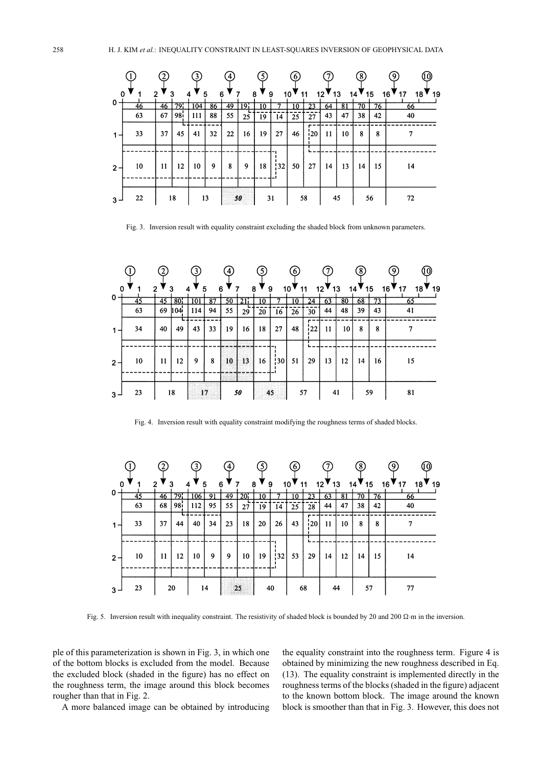Fig. 3. Inversion result with equality constraint excluding the shaded block from unknown parameters.

Fig. 4. Inversion result with equality constraint modifying the roughness terms of shaded blocks.

Fig. 5. Inversion result with inequality constraint. The resistivity of shaded block is bounded by 20 and 200 Ω·m in the inversion.

ple of this parameterization is shown in Fig. 3, in which one of the bottom blocks is excluded from the model. Because the excluded block (shaded in the figure) has no effect on the roughness term, the image around this block becomes rougher than that in Fig. 2.

A more balanced image can be obtained by introducing the equality constraint into the roughness term. Figure 4 is obtained by minimizing the new roughness described in Eq. (13). The equality constraint is implemented directly in the roughness terms of the blocks (shaded in the figure) adjacent to the known bottom block. The image around the known block is smoother than that in Fig. 3. However, this does not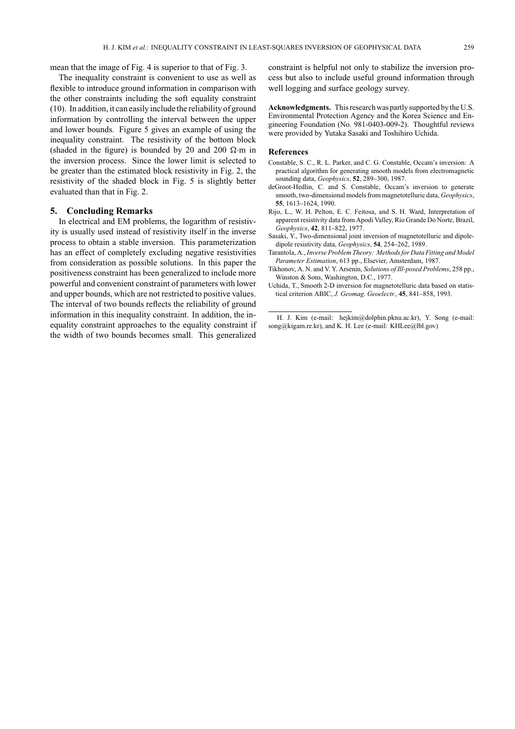mean that the image of Fig. 4 is superior to that of Fig. 3.

The inequality constraint is convenient to use as well as flexible to introduce ground information in comparison with the other constraints including the soft equality constraint (10). In addition, it can easily include the reliability of ground information by controlling the interval between the upper and lower bounds. Figure 5 gives an example of using the inequality constraint. The resistivity of the bottom block (shaded in the figure) is bounded by 20 and 200 Ω·m in the inversion process. Since the lower limit is selected to be greater than the estimated block resistivity in Fig. 2, the resistivity of the shaded block in Fig. 5 is slightly better evaluated than that in Fig. 2.

## 5. Concluding Remarks

In electrical and EM problems, the logarithm of resistivity is usually used instead of resistivity itself in the inverse process to obtain a stable inversion. This parameterization has an effect of completely excluding negative resistivities from consideration as possible solutions. In this paper the positiveness constraint has been generalized to include more powerful and convenient constraint of parameters with lower and upper bounds, which are not restricted to positive values. The interval of two bounds reflects the reliability of ground information in this inequality constraint. In addition, the inequality constraint approaches to the equality constraint if the width of two bounds becomes small. This generalized constraint is helpful not only to stabilize the inversion process but also to include useful ground information through well logging and surface geology survey.

**Acknowledgments.** This research was partly supported by the U.S. Environmental Protection Agency and the Korea Science and Engineering Foundation (No. 981-0403-009-2). Thoughtful reviews were provided by Yutaka Sasaki and Toshihiro Uchida.

## References

Constable, S. C., R. L. Parker, and C. G. Constable, Occam's inversion: A practical algorithm for generating smooth models from electromagnetic sounding data, *Geophysics*, **52**, 289–300, 1987.

deGroot-Hedlin, C. and S. Constable, Occam's inversion to generate smooth, two-dimensional models from magnetotelluric data, *Geophysics*, **55**, 1613–1624, 1990.

Rijo, L., W. H. Pelton, E. C. Feitosa, and S. H. Ward, Interpretation of apparent resistivity data from Apodi Valley, Rio Grande Do Norte, Brazil, *Geophysics*, **42**, 811–822, 1977.

Sasaki, Y., Two-dimensional joint inversion of magnetotelluric and dipole-dipole resistivity data, *Geophysics*, **54**, 254–262, 1989.

Tarantola, A., *Inverse Problem Theory: Methods for Data Fitting and Model Parameter Estimation*, 613 pp., Elsevier, Amsterdam, 1987.

Tikhonov, A. N. and V. Y. Arsenin, *Solutions of Ill-posed Problems*, 258 pp., Winston & Sons, Washington, D.C., 1977.

Uchida, T., Smooth 2-D inversion for magnetotelluric data based on statistical criterion ABIC, *J. Geomag. Geoelectr.*, **45**, 841–858, 1993.

---

H. J. Kim (e-mail: hejkim@dolphin.pknu.ac.kr), Y. Song (e-mail: song@kigam.re.kr), and K. H. Lee (e-mail: KHLee@lbl.gov)